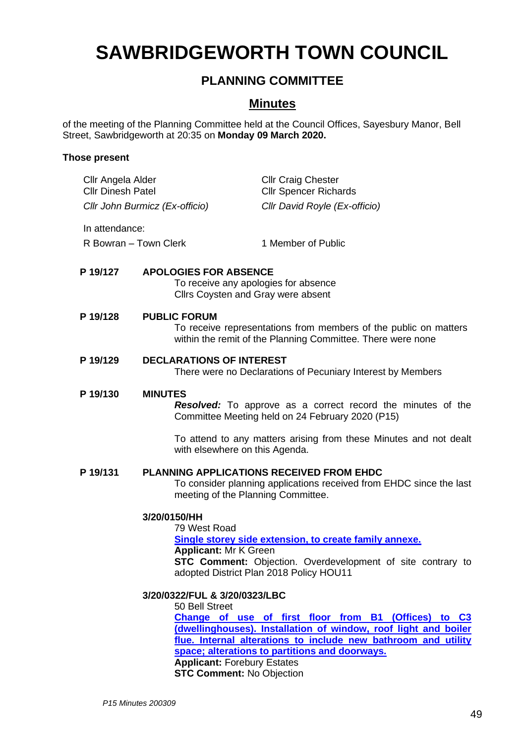# SAWBRIDGEWORTH TOWN COUNCIL

## PLANNING COMMITTEE

## Minutes

of the meeting of the Planning Committee held at the Council Offices, Sayesbury Manor, Bell Street, Sawbridgeworth at 20:35 on **Monday 09 March 2020.**

**Those present**

Cllr Angela Alder
Cllr Dinesh Patel
*Cllr John Burmicz (Ex-officio)*
Cllr Craig Chester
Cllr Spencer Richards
*Cllr David Royle (Ex-officio)*

In attendance:

R Bowran – Town Clerk
1 Member of Public

**P 19/127 APOLOGIES FOR ABSENCE**

To receive any apologies for absence
Cllrs Coysten and Gray were absent

**P 19/128 PUBLIC FORUM**

To receive representations from members of the public on matters within the remit of the Planning Committee. There were none

**P 19/129 DECLARATIONS OF INTEREST**

There were no Declarations of Pecuniary Interest by Members

**P 19/130 MINUTES**

***Resolved:*** To approve as a correct record the minutes of the Committee Meeting held on 24 February 2020 (P15)

To attend to any matters arising from these Minutes and not dealt with elsewhere on this Agenda.

**P 19/131 PLANNING APPLICATIONS RECEIVED FROM EHDC**

To consider planning applications received from EHDC since the last meeting of the Planning Committee.

**3/20/0150/HH**

79 West Road
**Single storey side extension, to create family annexe.**
**Applicant:** Mr K Green
**STC Comment:** Objection. Overdevelopment of site contrary to adopted District Plan 2018 Policy HOU11

**3/20/0322/FUL & 3/20/0323/LBC**

50 Bell Street
**Change of use of first floor from B1 (Offices) to C3 (dwellinghouses). Installation of window, roof light and boiler flue. Internal alterations to include new bathroom and utility space; alterations to partitions and doorways.**
**Applicant:** Forebury Estates
**STC Comment:** No Objection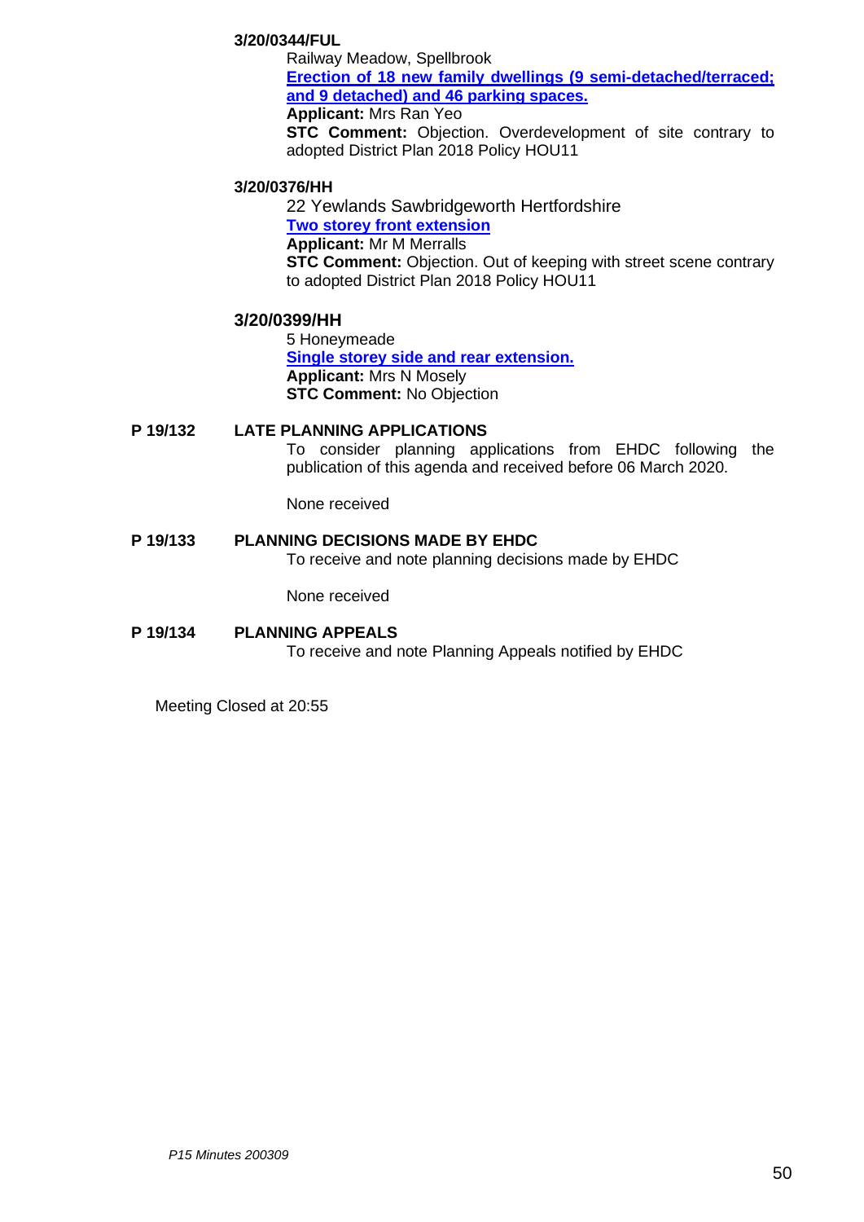**3/20/0344/FUL**

Railway Meadow, Spellbrook

**Erection of 18 new family dwellings (9 semi-detached/terraced; and 9 detached) and 46 parking spaces.**

**Applicant:** Mrs Ran Yeo

**STC Comment:** Objection. Overdevelopment of site contrary to adopted District Plan 2018 Policy HOU11

**3/20/0376/HH**

22 Yewlands Sawbridgeworth Hertfordshire

**Two storey front extension**

**Applicant:** Mr M Merralls

**STC Comment:** Objection. Out of keeping with street scene contrary to adopted District Plan 2018 Policy HOU11

**3/20/0399/HH**

5 Honeymeade

**Single storey side and rear extension.**

**Applicant:** Mrs N Mosely

**STC Comment:** No Objection

**P 19/132 LATE PLANNING APPLICATIONS**

To consider planning applications from EHDC following the publication of this agenda and received before 06 March 2020.

None received

**P 19/133 PLANNING DECISIONS MADE BY EHDC**

To receive and note planning decisions made by EHDC

None received

**P 19/134 PLANNING APPEALS**

To receive and note Planning Appeals notified by EHDC

Meeting Closed at 20:55